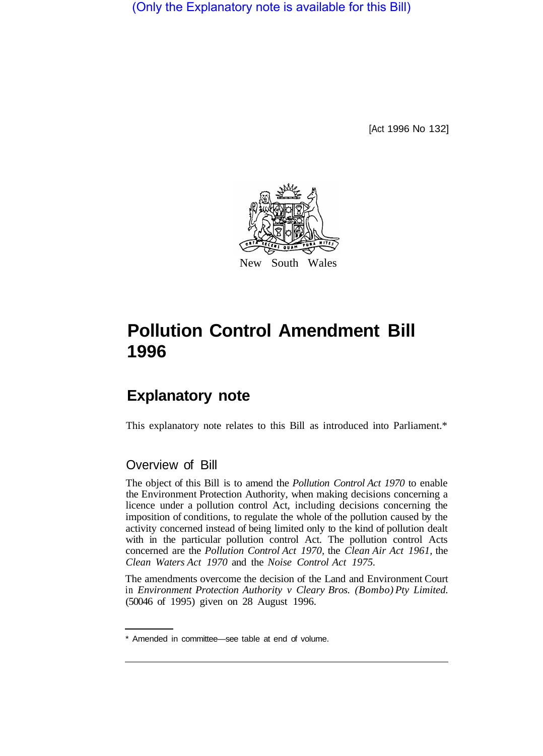(Only the Explanatory note is available for this Bill)

[Act 1996 No 132]

New South Wales

# Pollution Control Amendment Bill 1996

## Explanatory note

This explanatory note relates to this Bill as introduced into Parliament.*

### Overview of Bill

The object of this Bill is to amend the *Pollution Control Act 1970* to enable the Environment Protection Authority, when making decisions concerning a licence under a pollution control Act, including decisions concerning the imposition of conditions, to regulate the whole of the pollution caused by the activity concerned instead of being limited only to the kind of pollution dealt with in the particular pollution control Act. The pollution control Acts concerned are the *Pollution Control Act 1970*, the *Clean Air Act 1961*, the *Clean Waters Act 1970* and the *Noise Control Act 1975*.

The amendments overcome the decision of the Land and Environment Court in *Environment Protection Authority v Cleary Bros. (Bombo) Pty Limited.* (50046 of 1995) given on 28 August 1996.

* Amended in committee—see table at end of volume.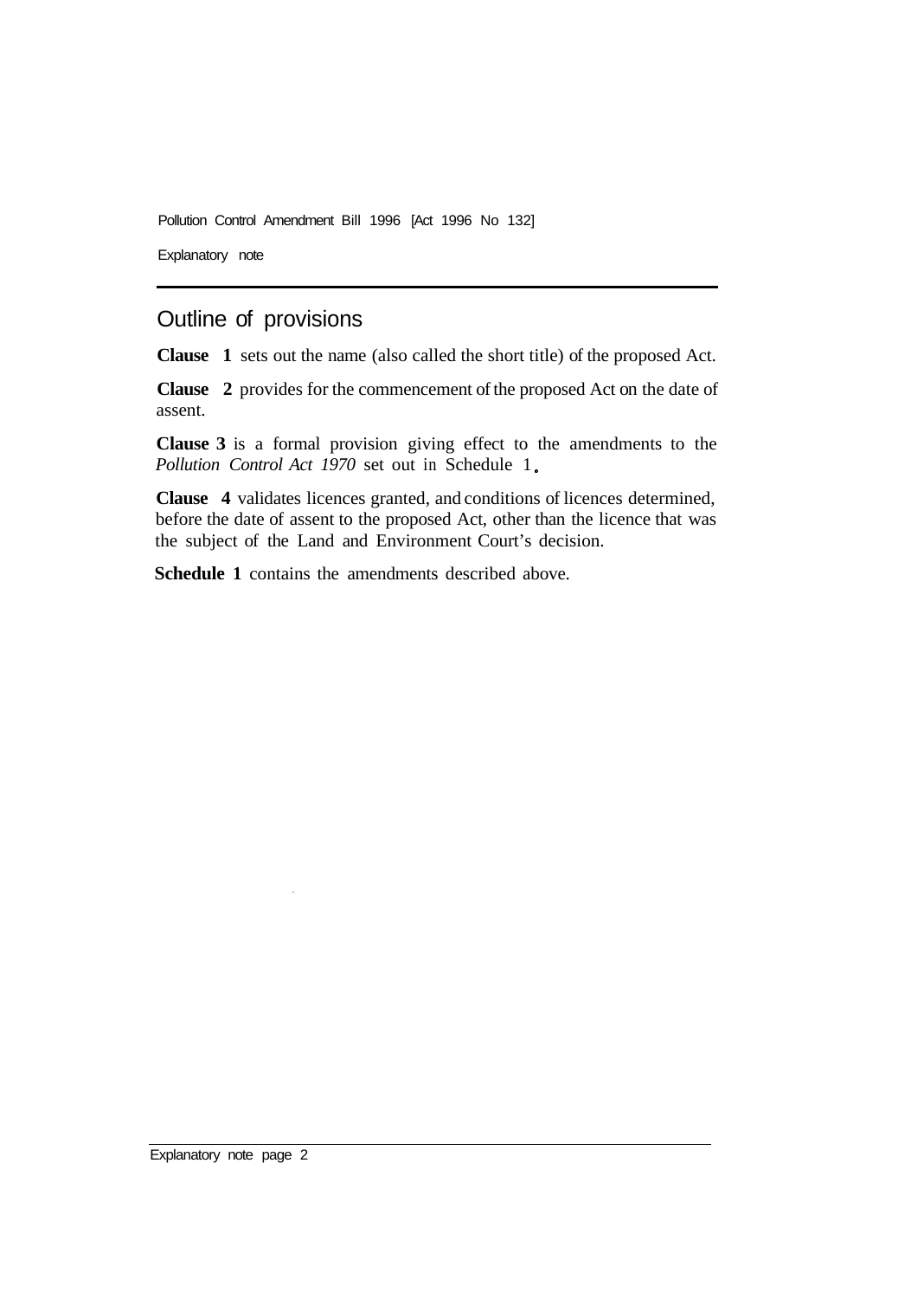## Outline of provisions

**Clause 1** sets out the name (also called the short title) of the proposed Act.

**Clause 2** provides for the commencement of the proposed Act on the date of assent.

**Clause 3** is a formal provision giving effect to the amendments to the *Pollution Control Act 1970* set out in Schedule 1.

**Clause 4** validates licences granted, and conditions of licences determined, before the date of assent to the proposed Act, other than the licence that was the subject of the Land and Environment Court's decision.

**Schedule 1** contains the amendments described above.